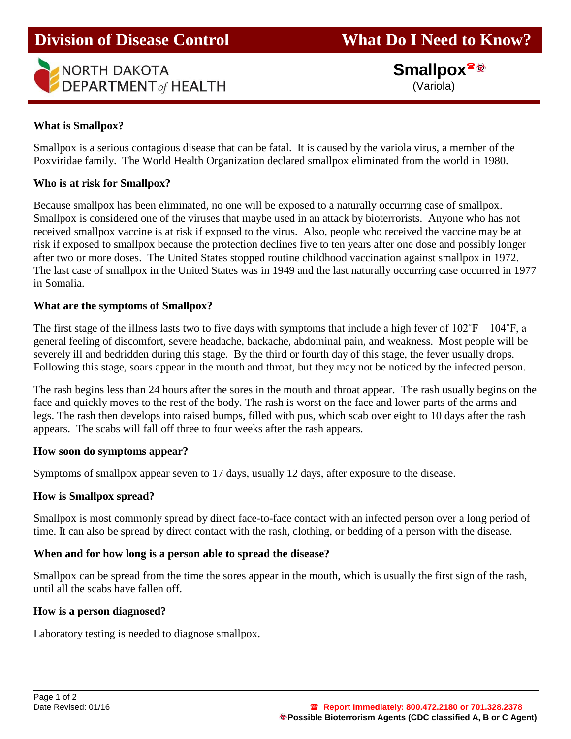# Division of Disease Control — What Do I Need to Know?

NORTH DAKOTA DEPARTMENT *of* HEALTH

## Smallpox☎☣
(Variola)

### What is Smallpox?

Smallpox is a serious contagious disease that can be fatal. It is caused by the variola virus, a member of the Poxviridae family. The World Health Organization declared smallpox eliminated from the world in 1980.

### Who is at risk for Smallpox?

Because smallpox has been eliminated, no one will be exposed to a naturally occurring case of smallpox. Smallpox is considered one of the viruses that maybe used in an attack by bioterrorists. Anyone who has not received smallpox vaccine is at risk if exposed to the virus. Also, people who received the vaccine may be at risk if exposed to smallpox because the protection declines five to ten years after one dose and possibly longer after two or more doses. The United States stopped routine childhood vaccination against smallpox in 1972. The last case of smallpox in the United States was in 1949 and the last naturally occurring case occurred in 1977 in Somalia.

### What are the symptoms of Smallpox?

The first stage of the illness lasts two to five days with symptoms that include a high fever of 102˚F – 104˚F, a general feeling of discomfort, severe headache, backache, abdominal pain, and weakness. Most people will be severely ill and bedridden during this stage. By the third or fourth day of this stage, the fever usually drops. Following this stage, soars appear in the mouth and throat, but they may not be noticed by the infected person.

The rash begins less than 24 hours after the sores in the mouth and throat appear. The rash usually begins on the face and quickly moves to the rest of the body. The rash is worst on the face and lower parts of the arms and legs. The rash then develops into raised bumps, filled with pus, which scab over eight to 10 days after the rash appears. The scabs will fall off three to four weeks after the rash appears.

### How soon do symptoms appear?

Symptoms of smallpox appear seven to 17 days, usually 12 days, after exposure to the disease.

### How is Smallpox spread?

Smallpox is most commonly spread by direct face-to-face contact with an infected person over a long period of time. It can also be spread by direct contact with the rash, clothing, or bedding of a person with the disease.

### When and for how long is a person able to spread the disease?

Smallpox can be spread from the time the sores appear in the mouth, which is usually the first sign of the rash, until all the scabs have fallen off.

### How is a person diagnosed?

Laboratory testing is needed to diagnose smallpox.

Date Revised: 01/16

☎ **Report Immediately: 800.472.2180 or 701.328.2378**

☣ **Possible Bioterrorism Agents (CDC classified A, B or C Agent)**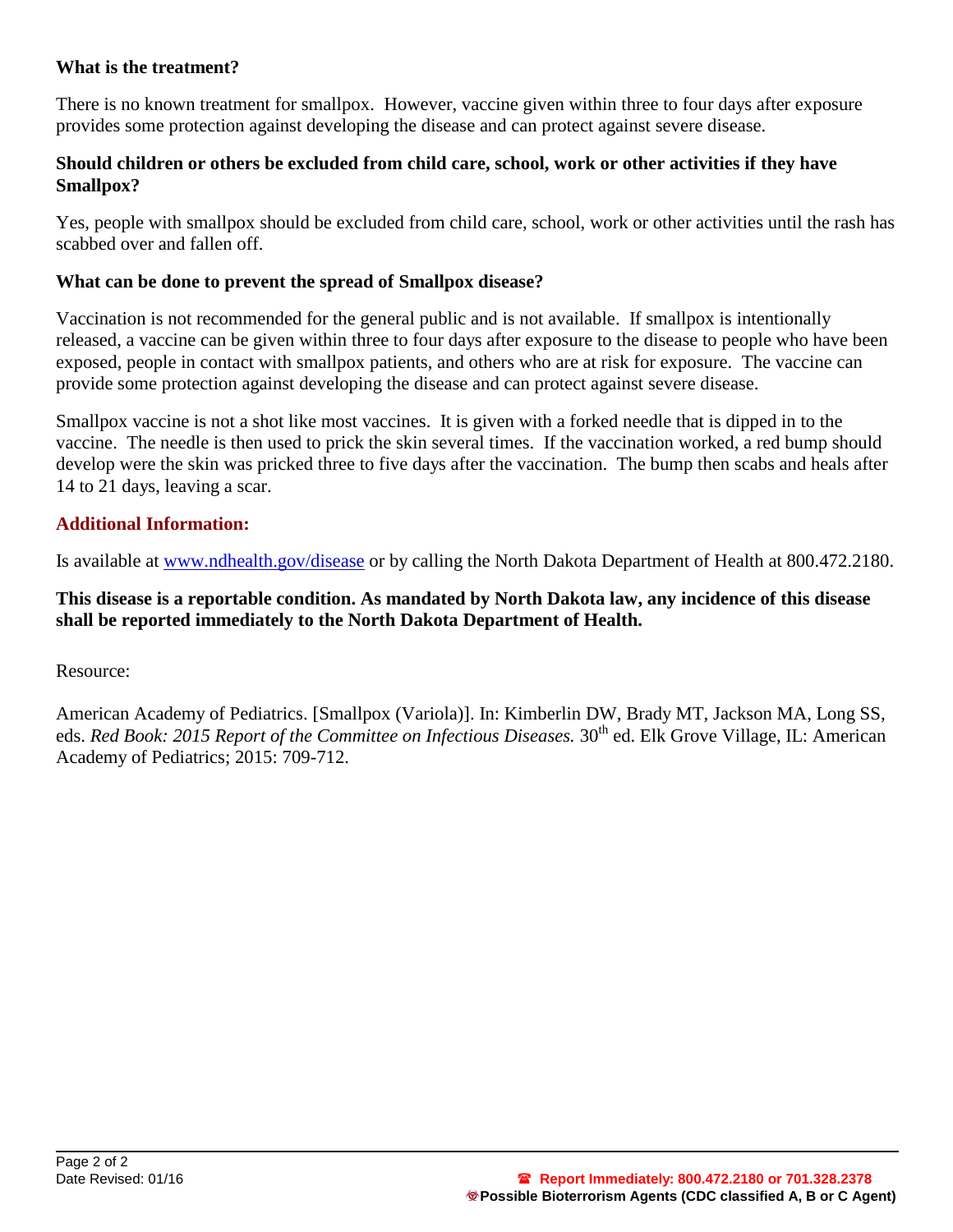### What is the treatment?

There is no known treatment for smallpox. However, vaccine given within three to four days after exposure provides some protection against developing the disease and can protect against severe disease.

### Should children or others be excluded from child care, school, work or other activities if they have Smallpox?

Yes, people with smallpox should be excluded from child care, school, work or other activities until the rash has scabbed over and fallen off.

### What can be done to prevent the spread of Smallpox disease?

Vaccination is not recommended for the general public and is not available. If smallpox is intentionally released, a vaccine can be given within three to four days after exposure to the disease to people who have been exposed, people in contact with smallpox patients, and others who are at risk for exposure. The vaccine can provide some protection against developing the disease and can protect against severe disease.

Smallpox vaccine is not a shot like most vaccines. It is given with a forked needle that is dipped in to the vaccine. The needle is then used to prick the skin several times. If the vaccination worked, a red bump should develop were the skin was pricked three to five days after the vaccination. The bump then scabs and heals after 14 to 21 days, leaving a scar.

### Additional Information:

Is available at [www.ndhealth.gov/disease](http://www.ndhealth.gov/disease) or by calling the North Dakota Department of Health at 800.472.2180.

**This disease is a reportable condition. As mandated by North Dakota law, any incidence of this disease shall be reported immediately to the North Dakota Department of Health.**

Resource:

American Academy of Pediatrics. [Smallpox (Variola)]. In: Kimberlin DW, Brady MT, Jackson MA, Long SS, eds. *Red Book: 2015 Report of the Committee on Infectious Diseases.* 30th ed. Elk Grove Village, IL: American Academy of Pediatrics; 2015: 709-712.

Date Revised: 01/16

☎ **Report Immediately: 800.472.2180 or 701.328.2378**

**Possible Bioterrorism Agents (CDC classified A, B or C Agent)**